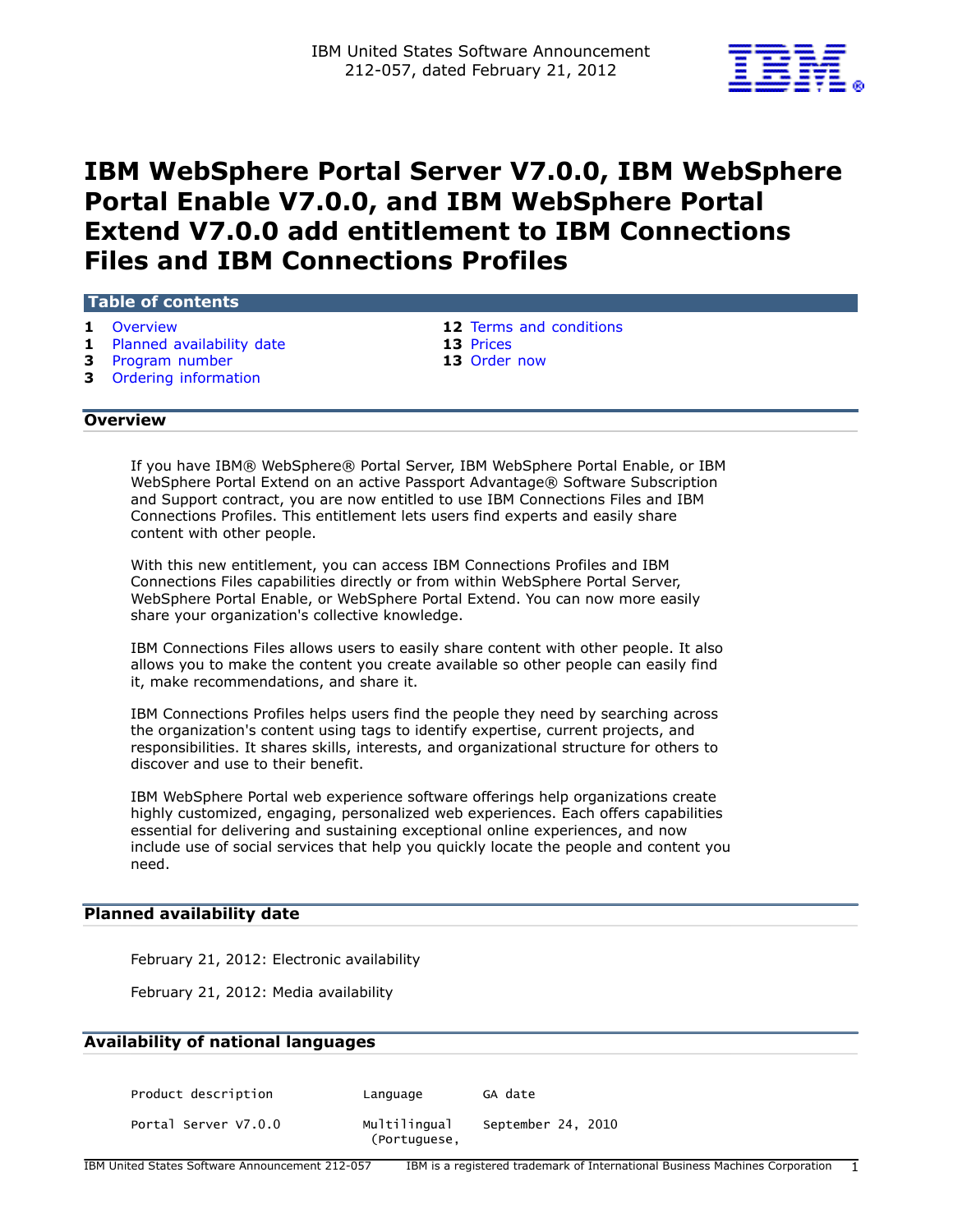IBM United States Software Announcement 212-057, dated February 21, 2012

# IBM WebSphere Portal Server V7.0.0, IBM WebSphere Portal Enable V7.0.0, and IBM WebSphere Portal Extend V7.0.0 add entitlement to IBM Connections Files and IBM Connections Profiles

## Table of contents

- **1** Overview
- **1** Planned availability date
- **3** Program number
- **3** Ordering information
- **12** Terms and conditions
- **13** Prices
- **13** Order now

## Overview

If you have IBM® WebSphere® Portal Server, IBM WebSphere Portal Enable, or IBM WebSphere Portal Extend on an active Passport Advantage® Software Subscription and Support contract, you are now entitled to use IBM Connections Files and IBM Connections Profiles. This entitlement lets users find experts and easily share content with other people.

With this new entitlement, you can access IBM Connections Profiles and IBM Connections Files capabilities directly or from within WebSphere Portal Server, WebSphere Portal Enable, or WebSphere Portal Extend. You can now more easily share your organization's collective knowledge.

IBM Connections Files allows users to easily share content with other people. It also allows you to make the content you create available so other people can easily find it, make recommendations, and share it.

IBM Connections Profiles helps users find the people they need by searching across the organization's content using tags to identify expertise, current projects, and responsibilities. It shares skills, interests, and organizational structure for others to discover and use to their benefit.

IBM WebSphere Portal web experience software offerings help organizations create highly customized, engaging, personalized web experiences. Each offers capabilities essential for delivering and sustaining exceptional online experiences, and now include use of social services that help you quickly locate the people and content you need.

## Planned availability date

February 21, 2012: Electronic availability

February 21, 2012: Media availability

## Availability of national languages

| Product description | Language | GA date |
|---|---|---|
| Portal Server V7.0.0 | Multilingual (Portuguese, | September 24, 2010 |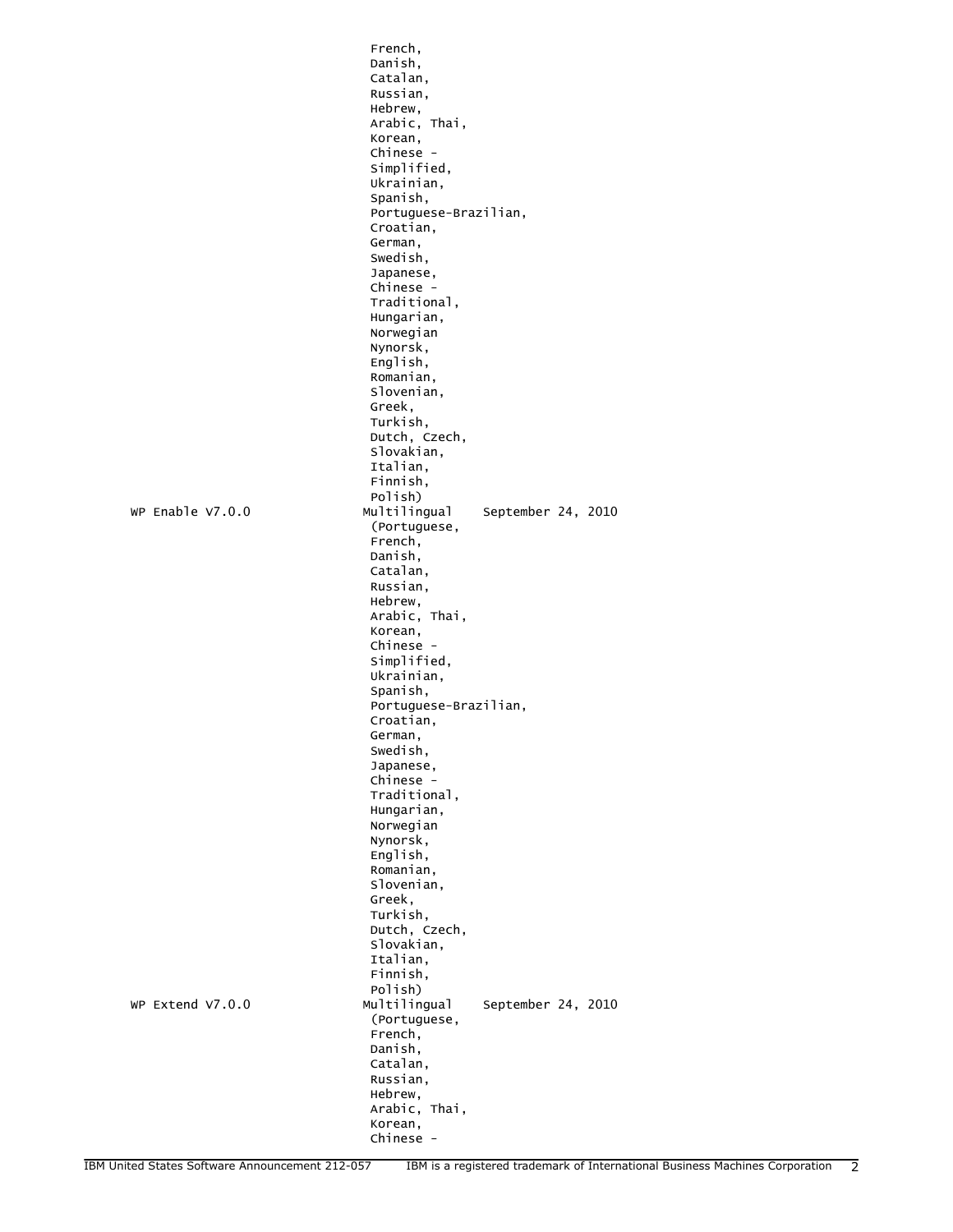| | | |
|---|---|---|
| | French, Danish, Catalan, Russian, Hebrew, Arabic, Thai, Korean, Chinese - Simplified, Ukrainian, Spanish, Portuguese-Brazilian, Croatian, German, Swedish, Japanese, Chinese - Traditional, Hungarian, Norwegian Nynorsk, English, Romanian, Slovenian, Greek, Turkish, Dutch, Czech, Slovakian, Italian, Finnish, Polish) | |
| WP Enable V7.0.0 | Multilingual (Portuguese, French, Danish, Catalan, Russian, Hebrew, Arabic, Thai, Korean, Chinese - Simplified, Ukrainian, Spanish, Portuguese-Brazilian, Croatian, German, Swedish, Japanese, Chinese - Traditional, Hungarian, Norwegian Nynorsk, English, Romanian, Slovenian, Greek, Turkish, Dutch, Czech, Slovakian, Italian, Finnish, Polish) | September 24, 2010 |
| WP Extend V7.0.0 | Multilingual (Portuguese, French, Danish, Catalan, Russian, Hebrew, Arabic, Thai, Korean, Chinese - | September 24, 2010 |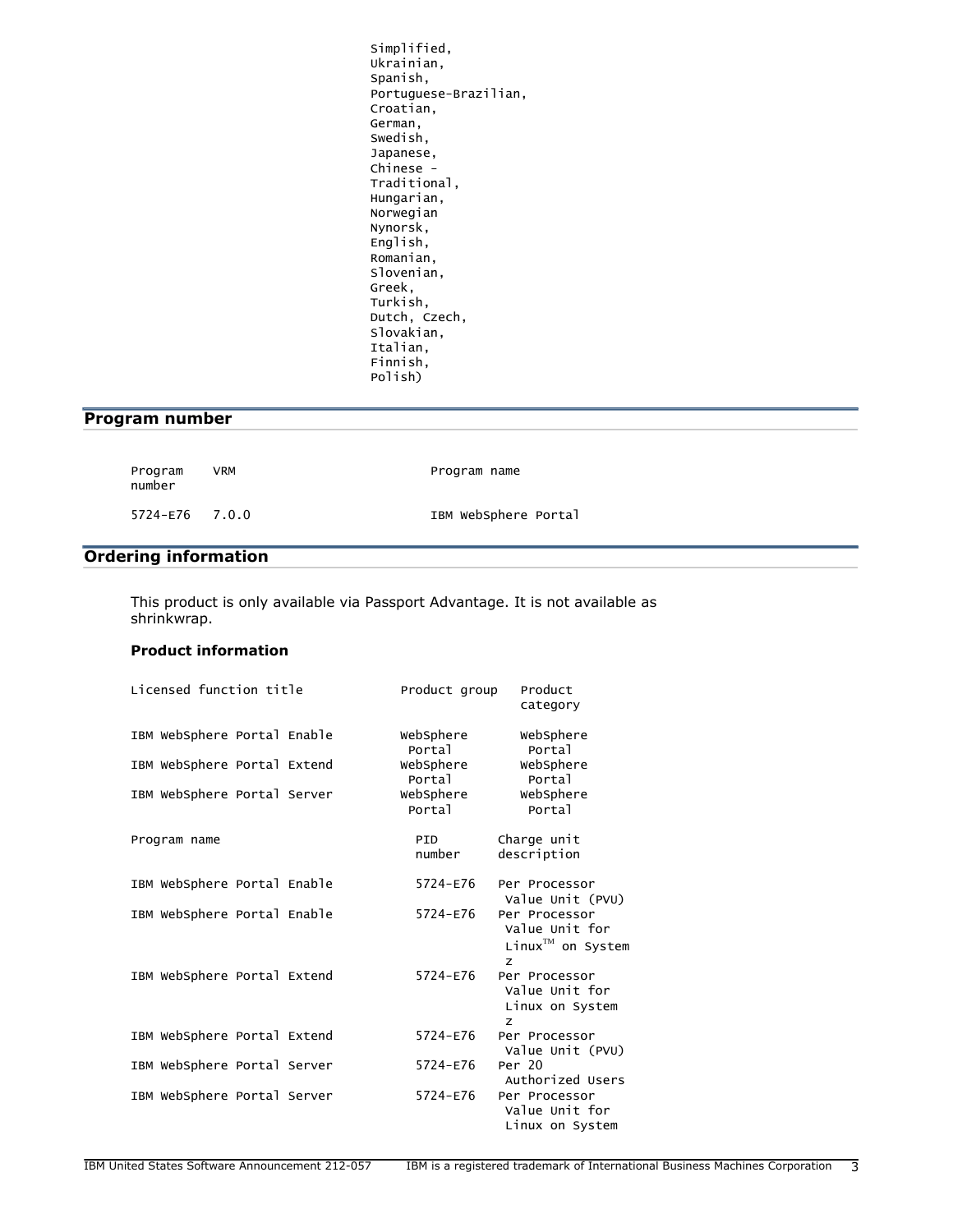Simplified,
Ukrainian,
Spanish,
Portuguese-Brazilian,
Croatian,
German,
Swedish,
Japanese,
Chinese -
Traditional,
Hungarian,
Norwegian
Nynorsk,
English,
Romanian,
Slovenian,
Greek,
Turkish,
Dutch, Czech,
Slovakian,
Italian,
Finnish,
Polish)

## Program number

| Program number | VRM | Program name |
|---|---|---|
| 5724-E76 | 7.0.0 | IBM WebSphere Portal |

## Ordering information

This product is only available via Passport Advantage. It is not available as shrinkwrap.

**Product information**

| Licensed function title | Product group | Product category |
|---|---|---|
| IBM WebSphere Portal Enable | WebSphere Portal | WebSphere Portal |
| IBM WebSphere Portal Extend | WebSphere Portal | WebSphere Portal |
| IBM WebSphere Portal Server | WebSphere Portal | WebSphere Portal |

| Program name | PID number | Charge unit description |
|---|---|---|
| IBM WebSphere Portal Enable | 5724-E76 | Per Processor Value Unit (PVU) |
| IBM WebSphere Portal Enable | 5724-E76 | Per Processor Value Unit for Linux™ on System z |
| IBM WebSphere Portal Extend | 5724-E76 | Per Processor Value Unit for Linux on System z |
| IBM WebSphere Portal Extend | 5724-E76 | Per Processor Value Unit (PVU) |
| IBM WebSphere Portal Server | 5724-E76 | Per 20 Authorized Users |
| IBM WebSphere Portal Server | 5724-E76 | Per Processor Value Unit for Linux on System |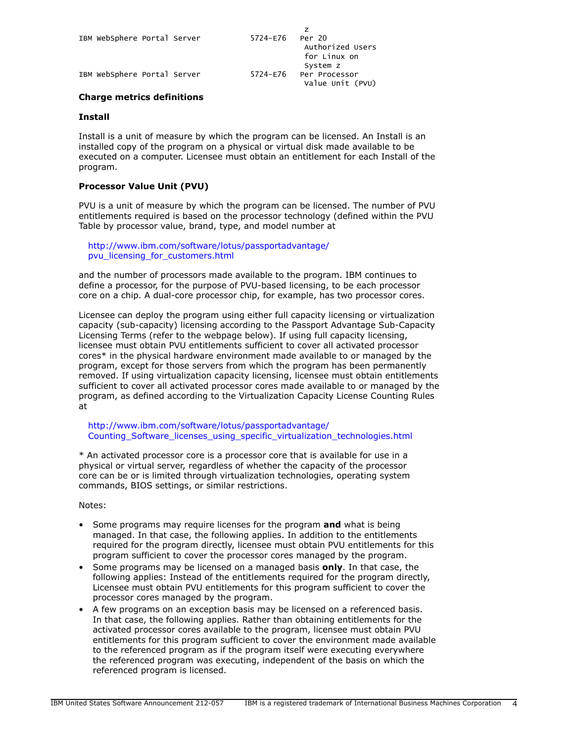| | | |
|---|---|---|
| | | z |
| IBM WebSphere Portal Server | 5724-E76 | Per 20 Authorized Users for Linux on System z |
| IBM WebSphere Portal Server | 5724-E76 | Per Processor Value Unit (PVU) |

**Charge metrics definitions**

**Install**

Install is a unit of measure by which the program can be licensed. An Install is an installed copy of the program on a physical or virtual disk made available to be executed on a computer. Licensee must obtain an entitlement for each Install of the program.

**Processor Value Unit (PVU)**

PVU is a unit of measure by which the program can be licensed. The number of PVU entitlements required is based on the processor technology (defined within the PVU Table by processor value, brand, type, and model number at

http://www.ibm.com/software/lotus/passportadvantage/pvu_licensing_for_customers.html

and the number of processors made available to the program. IBM continues to define a processor, for the purpose of PVU-based licensing, to be each processor core on a chip. A dual-core processor chip, for example, has two processor cores.

Licensee can deploy the program using either full capacity licensing or virtualization capacity (sub-capacity) licensing according to the Passport Advantage Sub-Capacity Licensing Terms (refer to the webpage below). If using full capacity licensing, licensee must obtain PVU entitlements sufficient to cover all activated processor cores* in the physical hardware environment made available to or managed by the program, except for those servers from which the program has been permanently removed. If using virtualization capacity licensing, licensee must obtain entitlements sufficient to cover all activated processor cores made available to or managed by the program, as defined according to the Virtualization Capacity License Counting Rules at

http://www.ibm.com/software/lotus/passportadvantage/Counting_Software_licenses_using_specific_virtualization_technologies.html

* An activated processor core is a processor core that is available for use in a physical or virtual server, regardless of whether the capacity of the processor core can be or is limited through virtualization technologies, operating system commands, BIOS settings, or similar restrictions.

Notes:

- Some programs may require licenses for the program **and** what is being managed. In that case, the following applies. In addition to the entitlements required for the program directly, licensee must obtain PVU entitlements for this program sufficient to cover the processor cores managed by the program.
- Some programs may be licensed on a managed basis **only**. In that case, the following applies: Instead of the entitlements required for the program directly, Licensee must obtain PVU entitlements for this program sufficient to cover the processor cores managed by the program.
- A few programs on an exception basis may be licensed on a referenced basis. In that case, the following applies. Rather than obtaining entitlements for the activated processor cores available to the program, licensee must obtain PVU entitlements for this program sufficient to cover the environment made available to the referenced program as if the program itself were executing everywhere the referenced program was executing, independent of the basis on which the referenced program is licensed.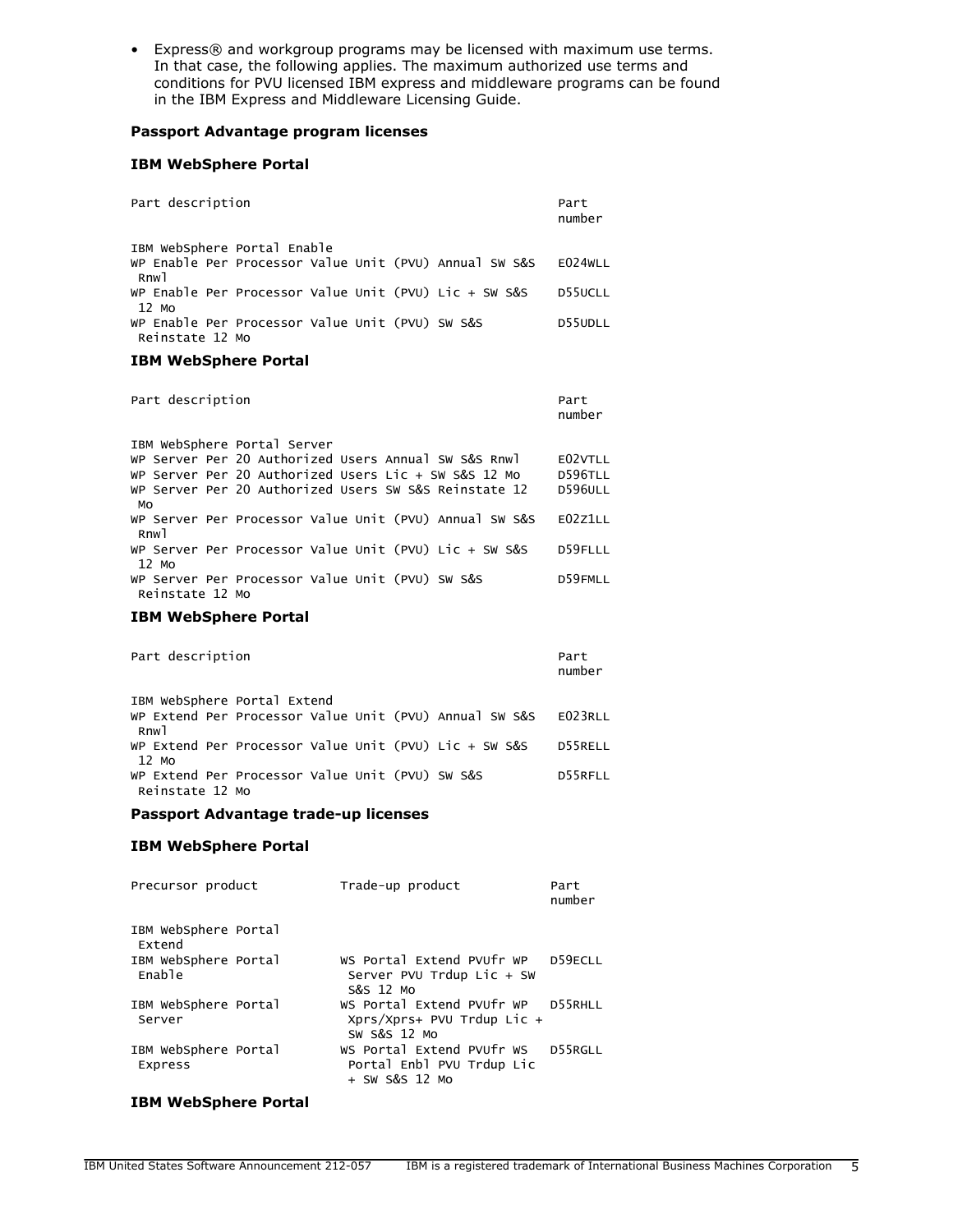- Express® and workgroup programs may be licensed with maximum use terms. In that case, the following applies. The maximum authorized use terms and conditions for PVU licensed IBM express and middleware programs can be found in the IBM Express and Middleware Licensing Guide.

**Passport Advantage program licenses**

**IBM WebSphere Portal**

| Part description | Part number |
|---|---|
| IBM WebSphere Portal Enable | |
| WP Enable Per Processor Value Unit (PVU) Annual SW S&S Rnwl | E024WLL |
| WP Enable Per Processor Value Unit (PVU) Lic + SW S&S 12 Mo | D55UCLL |
| WP Enable Per Processor Value Unit (PVU) SW S&S Reinstate 12 Mo | D55UDLL |

**IBM WebSphere Portal**

| Part description | Part number |
|---|---|
| IBM WebSphere Portal Server | |
| WP Server Per 20 Authorized Users Annual SW S&S Rnwl | E02VTLL |
| WP Server Per 20 Authorized Users Lic + SW S&S 12 Mo | D596TLL |
| WP Server Per 20 Authorized Users SW S&S Reinstate 12 Mo | D596ULL |
| WP Server Per Processor Value Unit (PVU) Annual SW S&S Rnwl | E02Z1LL |
| WP Server Per Processor Value Unit (PVU) Lic + SW S&S 12 Mo | D59FLLL |
| WP Server Per Processor Value Unit (PVU) SW S&S Reinstate 12 Mo | D59FMLL |

**IBM WebSphere Portal**

| Part description | Part number |
|---|---|
| IBM WebSphere Portal Extend | |
| WP Extend Per Processor Value Unit (PVU) Annual SW S&S Rnwl | E023RLL |
| WP Extend Per Processor Value Unit (PVU) Lic + SW S&S 12 Mo | D55RELL |
| WP Extend Per Processor Value Unit (PVU) SW S&S Reinstate 12 Mo | D55RFLL |

**Passport Advantage trade-up licenses**

**IBM WebSphere Portal**

| Precursor product | Trade-up product | Part number |
|---|---|---|
| IBM WebSphere Portal Extend | | |
| IBM WebSphere Portal Enable | WS Portal Extend PVUfr WP Server PVU Trdup Lic + SW S&S 12 Mo | D59ECLL |
| IBM WebSphere Portal Server | WS Portal Extend PVUfr WP Xprs/Xprs+ PVU Trdup Lic + SW S&S 12 Mo | D55RHLL |
| IBM WebSphere Portal Express | WS Portal Extend PVUfr WS Portal Enbl PVU Trdup Lic + SW S&S 12 Mo | D55RGLL |

**IBM WebSphere Portal**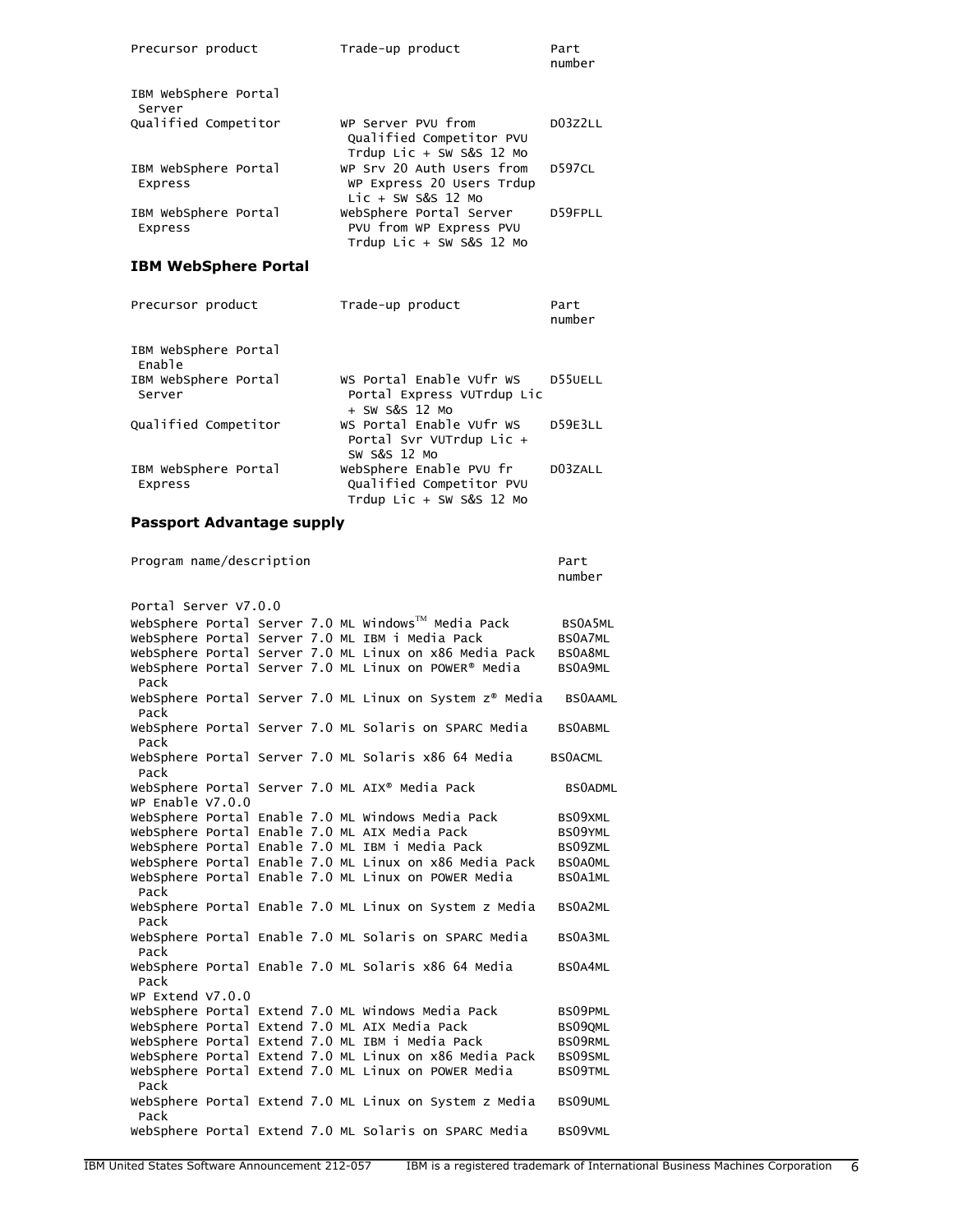| Precursor product | Trade-up product | Part number |
|---|---|---|
| IBM WebSphere Portal Server | | |
| Qualified Competitor | WP Server PVU from Qualified Competitor PVU Trdup Lic + SW S&S 12 Mo | D03Z2LL |
| IBM WebSphere Portal Express | WP Srv 20 Auth Users from WP Express 20 Users Trdup Lic + SW S&S 12 Mo | D597CL |
| IBM WebSphere Portal Express | WebSphere Portal Server PVU from WP Express PVU Trdup Lic + SW S&S 12 Mo | D59FPLL |

**IBM WebSphere Portal**

| Precursor product | Trade-up product | Part number |
|---|---|---|
| IBM WebSphere Portal Enable | | |
| IBM WebSphere Portal Server | WS Portal Enable VUfr WS Portal Express VUTrdup Lic + SW S&S 12 Mo | D55UELL |
| Qualified Competitor | WS Portal Enable VUfr WS Portal Svr VUTrdup Lic + SW S&S 12 Mo | D59E3LL |
| IBM WebSphere Portal Express | WebSphere Enable PVU fr Qualified Competitor PVU Trdup Lic + SW S&S 12 Mo | D03ZALL |

**Passport Advantage supply**

| Program name/description | Part number |
|---|---|
| Portal Server V7.0.0 | |
| WebSphere Portal Server 7.0 ML Windows™ Media Pack | BS0A5ML |
| WebSphere Portal Server 7.0 ML IBM i Media Pack | BS0A7ML |
| WebSphere Portal Server 7.0 ML Linux on x86 Media Pack | BS0A8ML |
| WebSphere Portal Server 7.0 ML Linux on POWER® Media Pack | BS0A9ML |
| WebSphere Portal Server 7.0 ML Linux on System z® Media Pack | BS0AAML |
| WebSphere Portal Server 7.0 ML Solaris on SPARC Media Pack | BS0ABML |
| WebSphere Portal Server 7.0 ML Solaris x86 64 Media Pack | BS0ACML |
| WebSphere Portal Server 7.0 ML AIX® Media Pack | BS0ADML |
| WP Enable V7.0.0 | |
| WebSphere Portal Enable 7.0 ML Windows Media Pack | BS09XML |
| WebSphere Portal Enable 7.0 ML AIX Media Pack | BS09YML |
| WebSphere Portal Enable 7.0 ML IBM i Media Pack | BS09ZML |
| WebSphere Portal Enable 7.0 ML Linux on x86 Media Pack | BS0A0ML |
| WebSphere Portal Enable 7.0 ML Linux on POWER Media Pack | BS0A1ML |
| WebSphere Portal Enable 7.0 ML Linux on System z Media Pack | BS0A2ML |
| WebSphere Portal Enable 7.0 ML Solaris on SPARC Media Pack | BS0A3ML |
| WebSphere Portal Enable 7.0 ML Solaris x86 64 Media Pack | BS0A4ML |
| WP Extend V7.0.0 | |
| WebSphere Portal Extend 7.0 ML Windows Media Pack | BS09PML |
| WebSphere Portal Extend 7.0 ML AIX Media Pack | BS09QML |
| WebSphere Portal Extend 7.0 ML IBM i Media Pack | BS09RML |
| WebSphere Portal Extend 7.0 ML Linux on x86 Media Pack | BS09SML |
| WebSphere Portal Extend 7.0 ML Linux on POWER Media Pack | BS09TML |
| WebSphere Portal Extend 7.0 ML Linux on System z Media Pack | BS09UML |
| WebSphere Portal Extend 7.0 ML Solaris on SPARC Media | BS09VML |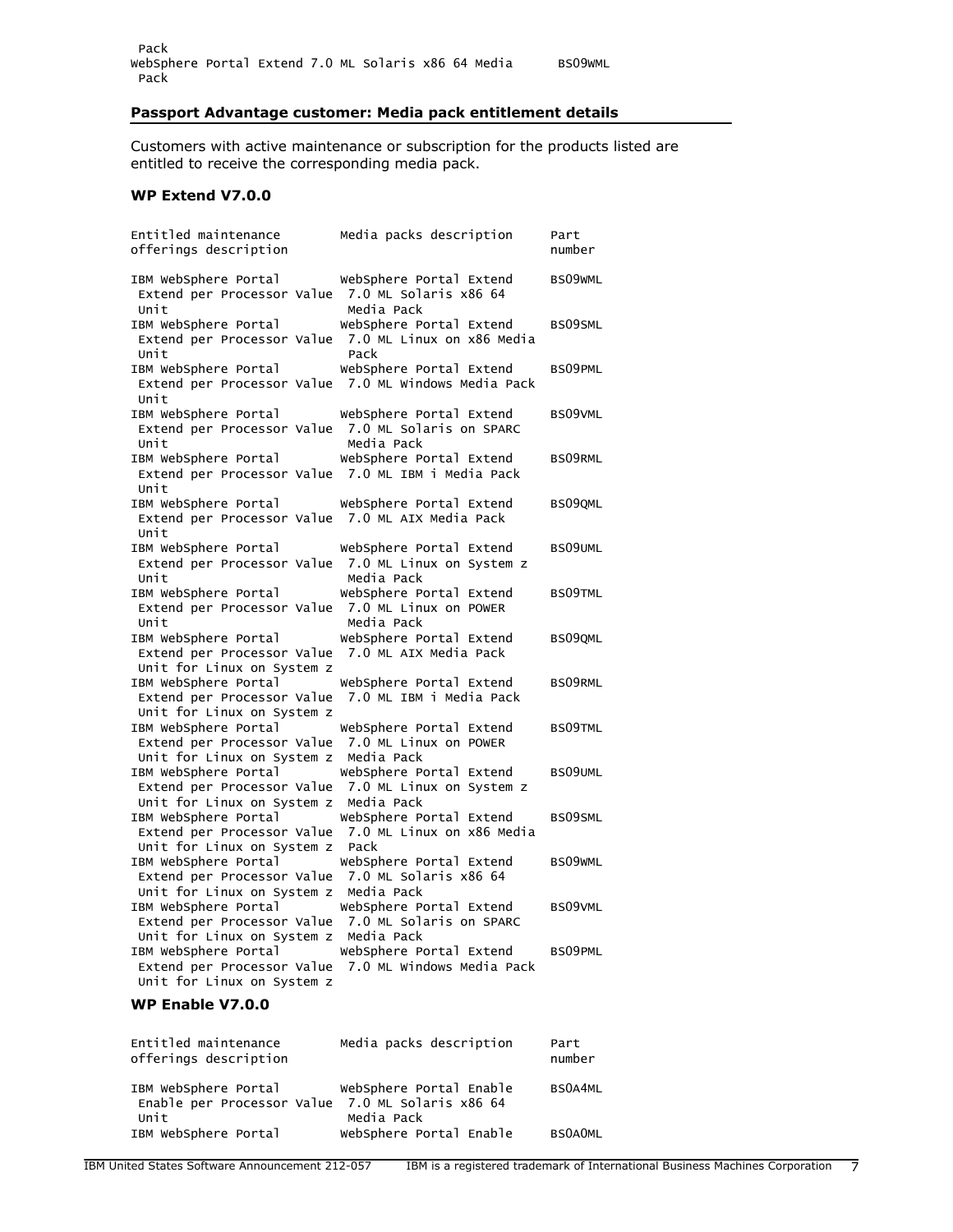Pack
WebSphere Portal Extend 7.0 ML Solaris x86 64 Media Pack | BS09WML

## Passport Advantage customer: Media pack entitlement details

Customers with active maintenance or subscription for the products listed are entitled to receive the corresponding media pack.

### WP Extend V7.0.0

| Entitled maintenance offerings description | Media packs description | Part number |
|---|---|---|
| IBM WebSphere Portal Extend per Processor Value Unit | WebSphere Portal Extend 7.0 ML Solaris x86 64 Media Pack | BS09WML |
| IBM WebSphere Portal Extend per Processor Value Unit | WebSphere Portal Extend 7.0 ML Linux on x86 Media Pack | BS09SML |
| IBM WebSphere Portal Extend per Processor Value Unit | WebSphere Portal Extend 7.0 ML Windows Media Pack | BS09PML |
| IBM WebSphere Portal Extend per Processor Value Unit | WebSphere Portal Extend 7.0 ML Solaris on SPARC Media Pack | BS09VML |
| IBM WebSphere Portal Extend per Processor Value Unit | WebSphere Portal Extend 7.0 ML IBM i Media Pack | BS09RML |
| IBM WebSphere Portal Extend per Processor Value Unit | WebSphere Portal Extend 7.0 ML AIX Media Pack | BS09QML |
| IBM WebSphere Portal Extend per Processor Value Unit | WebSphere Portal Extend 7.0 ML Linux on System z Media Pack | BS09UML |
| IBM WebSphere Portal Extend per Processor Value Unit | WebSphere Portal Extend 7.0 ML Linux on POWER Media Pack | BS09TML |
| IBM WebSphere Portal Extend per Processor Value Unit for Linux on System z | WebSphere Portal Extend 7.0 ML AIX Media Pack | BS09QML |
| IBM WebSphere Portal Extend per Processor Value Unit for Linux on System z | WebSphere Portal Extend 7.0 ML IBM i Media Pack | BS09RML |
| IBM WebSphere Portal Extend per Processor Value Unit for Linux on System z | WebSphere Portal Extend 7.0 ML Linux on POWER Media Pack | BS09TML |
| IBM WebSphere Portal Extend per Processor Value Unit for Linux on System z | WebSphere Portal Extend 7.0 ML Linux on System z Media Pack | BS09UML |
| IBM WebSphere Portal Extend per Processor Value Unit for Linux on System z | WebSphere Portal Extend 7.0 ML Linux on x86 Media Pack | BS09SML |
| IBM WebSphere Portal Extend per Processor Value Unit for Linux on System z | WebSphere Portal Extend 7.0 ML Solaris x86 64 Media Pack | BS09WML |
| IBM WebSphere Portal Extend per Processor Value Unit for Linux on System z | WebSphere Portal Extend 7.0 ML Solaris on SPARC Media Pack | BS09VML |
| IBM WebSphere Portal Extend per Processor Value Unit for Linux on System z | WebSphere Portal Extend 7.0 ML Windows Media Pack | BS09PML |

### WP Enable V7.0.0

| Entitled maintenance offerings description | Media packs description | Part number |
|---|---|---|
| IBM WebSphere Portal Enable per Processor Value Unit | WebSphere Portal Enable 7.0 ML Solaris x86 64 Media Pack | BS0A4ML |
| IBM WebSphere Portal | WebSphere Portal Enable | BS0A0ML |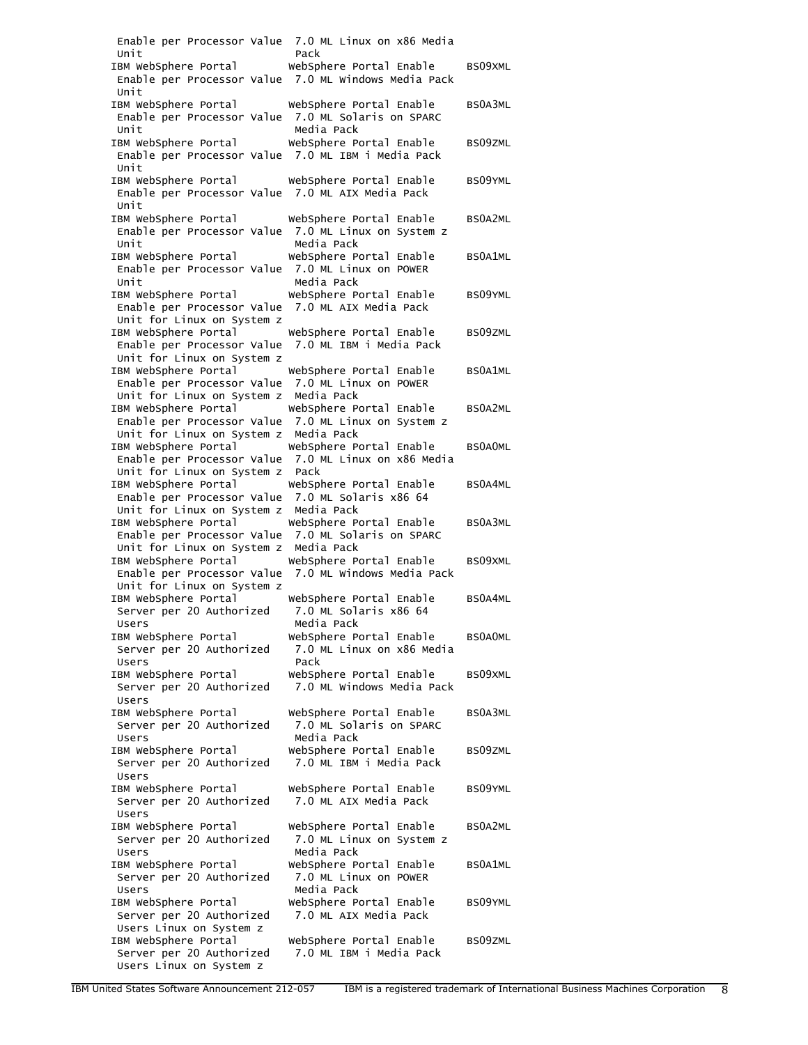| | | |
|---|---|---|
| Enable per Processor Value Unit | 7.0 ML Linux on x86 Media Pack | |
| IBM WebSphere Portal Enable per Processor Value Unit | WebSphere Portal Enable 7.0 ML Windows Media Pack | BS09XML |
| IBM WebSphere Portal Enable per Processor Value Unit | WebSphere Portal Enable 7.0 ML Solaris on SPARC Media Pack | BS0A3ML |
| IBM WebSphere Portal Enable per Processor Value Unit | WebSphere Portal Enable 7.0 ML IBM i Media Pack | BS09ZML |
| IBM WebSphere Portal Enable per Processor Value Unit | WebSphere Portal Enable 7.0 ML AIX Media Pack | BS09YML |
| IBM WebSphere Portal Enable per Processor Value Unit | WebSphere Portal Enable 7.0 ML Linux on System z Media Pack | BS0A2ML |
| IBM WebSphere Portal Enable per Processor Value Unit | WebSphere Portal Enable 7.0 ML Linux on POWER Media Pack | BS0A1ML |
| IBM WebSphere Portal Enable per Processor Value Unit for Linux on System z | WebSphere Portal Enable 7.0 ML AIX Media Pack | BS09YML |
| IBM WebSphere Portal Enable per Processor Value Unit for Linux on System z | WebSphere Portal Enable 7.0 ML IBM i Media Pack | BS09ZML |
| IBM WebSphere Portal Enable per Processor Value Unit for Linux on System z | WebSphere Portal Enable 7.0 ML Linux on POWER Media Pack | BS0A1ML |
| IBM WebSphere Portal Enable per Processor Value Unit for Linux on System z | WebSphere Portal Enable 7.0 ML Linux on System z Media Pack | BS0A2ML |
| IBM WebSphere Portal Enable per Processor Value Unit for Linux on System z | WebSphere Portal Enable 7.0 ML Linux on x86 Media Pack | BS0A0ML |
| IBM WebSphere Portal Enable per Processor Value Unit for Linux on System z | WebSphere Portal Enable 7.0 ML Solaris x86 64 Media Pack | BS0A4ML |
| IBM WebSphere Portal Enable per Processor Value Unit for Linux on System z | WebSphere Portal Enable 7.0 ML Solaris on SPARC Media Pack | BS0A3ML |
| IBM WebSphere Portal Enable per Processor Value Unit for Linux on System z | WebSphere Portal Enable 7.0 ML Windows Media Pack | BS09XML |
| IBM WebSphere Portal Server per 20 Authorized Users | WebSphere Portal Enable 7.0 ML Solaris x86 64 Media Pack | BS0A4ML |
| IBM WebSphere Portal Server per 20 Authorized Users | WebSphere Portal Enable 7.0 ML Linux on x86 Media Pack | BS0A0ML |
| IBM WebSphere Portal Server per 20 Authorized Users | WebSphere Portal Enable 7.0 ML Windows Media Pack | BS09XML |
| IBM WebSphere Portal Server per 20 Authorized Users | WebSphere Portal Enable 7.0 ML Solaris on SPARC Media Pack | BS0A3ML |
| IBM WebSphere Portal Server per 20 Authorized Users | WebSphere Portal Enable 7.0 ML IBM i Media Pack | BS09ZML |
| IBM WebSphere Portal Server per 20 Authorized Users | WebSphere Portal Enable 7.0 ML AIX Media Pack | BS09YML |
| IBM WebSphere Portal Server per 20 Authorized Users | WebSphere Portal Enable 7.0 ML Linux on System z Media Pack | BS0A2ML |
| IBM WebSphere Portal Server per 20 Authorized Users | WebSphere Portal Enable 7.0 ML Linux on POWER Media Pack | BS0A1ML |
| IBM WebSphere Portal Server per 20 Authorized Users Linux on System z | WebSphere Portal Enable 7.0 ML AIX Media Pack | BS09YML |
| IBM WebSphere Portal Server per 20 Authorized Users Linux on System z | WebSphere Portal Enable 7.0 ML IBM i Media Pack | BS09ZML |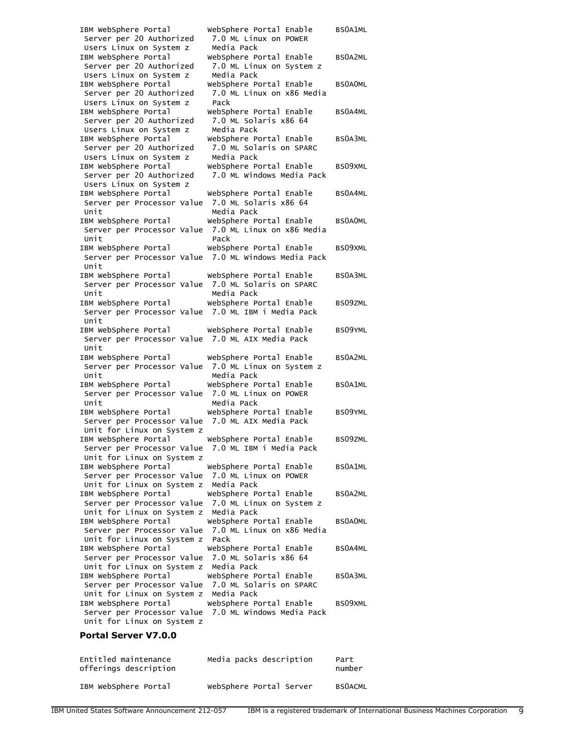| | | |
|---|---|---|
| IBM WebSphere Portal Server per 20 Authorized Users Linux on System z | WebSphere Portal Enable 7.0 ML Linux on POWER Media Pack | BS0A1ML |
| IBM WebSphere Portal Server per 20 Authorized Users Linux on System z | WebSphere Portal Enable 7.0 ML Linux on System z Media Pack | BS0A2ML |
| IBM WebSphere Portal Server per 20 Authorized Users Linux on System z | WebSphere Portal Enable 7.0 ML Linux on x86 Media Pack | BS0A0ML |
| IBM WebSphere Portal Server per 20 Authorized Users Linux on System z | WebSphere Portal Enable 7.0 ML Solaris x86 64 Media Pack | BS0A4ML |
| IBM WebSphere Portal Server per 20 Authorized Users Linux on System z | WebSphere Portal Enable 7.0 ML Solaris on SPARC Media Pack | BS0A3ML |
| IBM WebSphere Portal Server per 20 Authorized Users Linux on System z | WebSphere Portal Enable 7.0 ML Windows Media Pack | BS09XML |
| IBM WebSphere Portal Server per Processor Value Unit | WebSphere Portal Enable 7.0 ML Solaris x86 64 Media Pack | BS0A4ML |
| IBM WebSphere Portal Server per Processor Value Unit | WebSphere Portal Enable 7.0 ML Linux on x86 Media Pack | BS0A0ML |
| IBM WebSphere Portal Server per Processor Value Unit | WebSphere Portal Enable 7.0 ML Windows Media Pack | BS09XML |
| IBM WebSphere Portal Server per Processor Value Unit | WebSphere Portal Enable 7.0 ML Solaris on SPARC Media Pack | BS0A3ML |
| IBM WebSphere Portal Server per Processor Value Unit | WebSphere Portal Enable 7.0 ML IBM i Media Pack | BS09ZML |
| IBM WebSphere Portal Server per Processor Value Unit | WebSphere Portal Enable 7.0 ML AIX Media Pack | BS09YML |
| IBM WebSphere Portal Server per Processor Value Unit | WebSphere Portal Enable 7.0 ML Linux on System z Media Pack | BS0A2ML |
| IBM WebSphere Portal Server per Processor Value Unit | WebSphere Portal Enable 7.0 ML Linux on POWER Media Pack | BS0A1ML |
| IBM WebSphere Portal Server per Processor Value Unit for Linux on System z | WebSphere Portal Enable 7.0 ML AIX Media Pack | BS09YML |
| IBM WebSphere Portal Server per Processor Value Unit for Linux on System z | WebSphere Portal Enable 7.0 ML IBM i Media Pack | BS09ZML |
| IBM WebSphere Portal Server per Processor Value Unit for Linux on System z | WebSphere Portal Enable 7.0 ML Linux on POWER Media Pack | BS0A1ML |
| IBM WebSphere Portal Server per Processor Value Unit for Linux on System z | WebSphere Portal Enable 7.0 ML Linux on System z Media Pack | BS0A2ML |
| IBM WebSphere Portal Server per Processor Value Unit for Linux on System z | WebSphere Portal Enable 7.0 ML Linux on x86 Media Pack | BS0A0ML |
| IBM WebSphere Portal Server per Processor Value Unit for Linux on System z | WebSphere Portal Enable 7.0 ML Solaris x86 64 Media Pack | BS0A4ML |
| IBM WebSphere Portal Server per Processor Value Unit for Linux on System z | WebSphere Portal Enable 7.0 ML Solaris on SPARC Media Pack | BS0A3ML |
| IBM WebSphere Portal Server per Processor Value Unit for Linux on System z | WebSphere Portal Enable 7.0 ML Windows Media Pack | BS09XML |

**Portal Server V7.0.0**

| Entitled maintenance offerings description | Media packs description | Part number |
|---|---|---|
| IBM WebSphere Portal | WebSphere Portal Server | BS0ACML |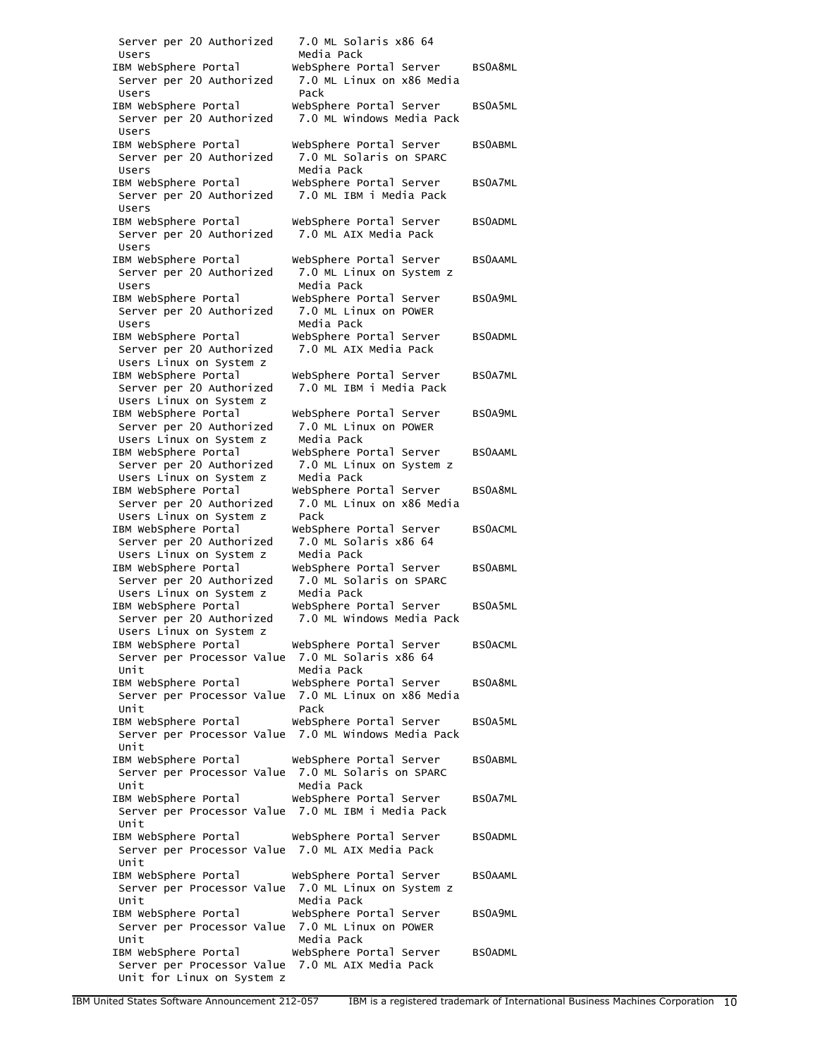| | | |
|---|---|---|
| Server per 20 Authorized Users | 7.0 ML Solaris x86 64 Media Pack | |
| IBM WebSphere Portal Server per 20 Authorized Users | WebSphere Portal Server 7.0 ML Linux on x86 Media Pack | BS0A8ML |
| IBM WebSphere Portal Server per 20 Authorized Users | WebSphere Portal Server 7.0 ML Windows Media Pack | BS0A5ML |
| IBM WebSphere Portal Server per 20 Authorized Users | WebSphere Portal Server 7.0 ML Solaris on SPARC Media Pack | BS0ABML |
| IBM WebSphere Portal Server per 20 Authorized Users | WebSphere Portal Server 7.0 ML IBM i Media Pack | BS0A7ML |
| IBM WebSphere Portal Server per 20 Authorized Users | WebSphere Portal Server 7.0 ML AIX Media Pack | BS0ADML |
| IBM WebSphere Portal Server per 20 Authorized Users | WebSphere Portal Server 7.0 ML Linux on System z Media Pack | BS0AAML |
| IBM WebSphere Portal Server per 20 Authorized Users | WebSphere Portal Server 7.0 ML Linux on POWER Media Pack | BS0A9ML |
| IBM WebSphere Portal Server per 20 Authorized Users Linux on System z | WebSphere Portal Server 7.0 ML AIX Media Pack | BS0ADML |
| IBM WebSphere Portal Server per 20 Authorized Users Linux on System z | WebSphere Portal Server 7.0 ML IBM i Media Pack | BS0A7ML |
| IBM WebSphere Portal Server per 20 Authorized Users Linux on System z | WebSphere Portal Server 7.0 ML Linux on POWER Media Pack | BS0A9ML |
| IBM WebSphere Portal Server per 20 Authorized Users Linux on System z | WebSphere Portal Server 7.0 ML Linux on System z Media Pack | BS0AAML |
| IBM WebSphere Portal Server per 20 Authorized Users Linux on System z | WebSphere Portal Server 7.0 ML Linux on x86 Media Pack | BS0A8ML |
| IBM WebSphere Portal Server per 20 Authorized Users Linux on System z | WebSphere Portal Server 7.0 ML Solaris x86 64 Media Pack | BS0ACML |
| IBM WebSphere Portal Server per 20 Authorized Users Linux on System z | WebSphere Portal Server 7.0 ML Solaris on SPARC Media Pack | BS0ABML |
| IBM WebSphere Portal Server per 20 Authorized Users Linux on System z | WebSphere Portal Server 7.0 ML Windows Media Pack | BS0A5ML |
| IBM WebSphere Portal Server per Processor Value Unit | WebSphere Portal Server 7.0 ML Solaris x86 64 Media Pack | BS0ACML |
| IBM WebSphere Portal Server per Processor Value Unit | WebSphere Portal Server 7.0 ML Linux on x86 Media Pack | BS0A8ML |
| IBM WebSphere Portal Server per Processor Value Unit | WebSphere Portal Server 7.0 ML Windows Media Pack | BS0A5ML |
| IBM WebSphere Portal Server per Processor Value Unit | WebSphere Portal Server 7.0 ML Solaris on SPARC Media Pack | BS0ABML |
| IBM WebSphere Portal Server per Processor Value Unit | WebSphere Portal Server 7.0 ML IBM i Media Pack | BS0A7ML |
| IBM WebSphere Portal Server per Processor Value Unit | WebSphere Portal Server 7.0 ML AIX Media Pack | BS0ADML |
| IBM WebSphere Portal Server per Processor Value Unit | WebSphere Portal Server 7.0 ML Linux on System z Media Pack | BS0AAML |
| IBM WebSphere Portal Server per Processor Value Unit | WebSphere Portal Server 7.0 ML Linux on POWER Media Pack | BS0A9ML |
| IBM WebSphere Portal Server per Processor Value Unit for Linux on System z | WebSphere Portal Server 7.0 ML AIX Media Pack | BS0ADML |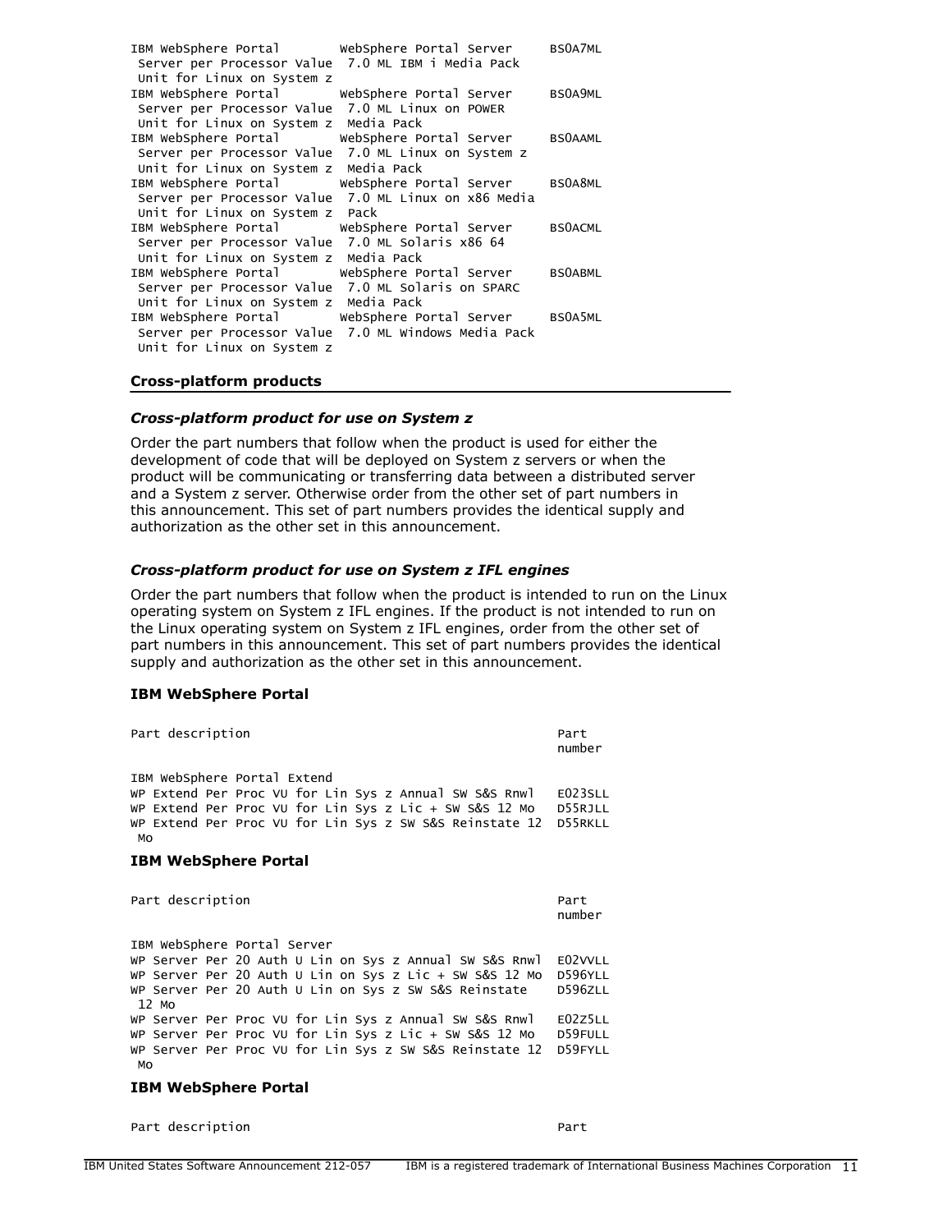| | | |
|---|---|---|
| IBM WebSphere Portal Server per Processor Value Unit for Linux on System z | WebSphere Portal Server 7.0 ML IBM i Media Pack | BS0A7ML |
| IBM WebSphere Portal Server per Processor Value Unit for Linux on System z | WebSphere Portal Server 7.0 ML Linux on POWER Media Pack | BS0A9ML |
| IBM WebSphere Portal Server per Processor Value Unit for Linux on System z | WebSphere Portal Server 7.0 ML Linux on System z Media Pack | BS0AAML |
| IBM WebSphere Portal Server per Processor Value Unit for Linux on System z | WebSphere Portal Server 7.0 ML Linux on x86 Media Pack | BS0A8ML |
| IBM WebSphere Portal Server per Processor Value Unit for Linux on System z | WebSphere Portal Server 7.0 ML Solaris x86 64 Media Pack | BS0ACML |
| IBM WebSphere Portal Server per Processor Value Unit for Linux on System z | WebSphere Portal Server 7.0 ML Solaris on SPARC Media Pack | BS0ABML |
| IBM WebSphere Portal Server per Processor Value Unit for Linux on System z | WebSphere Portal Server 7.0 ML Windows Media Pack | BS0A5ML |

## Cross-platform products

### *Cross-platform product for use on System z*

Order the part numbers that follow when the product is used for either the development of code that will be deployed on System z servers or when the product will be communicating or transferring data between a distributed server and a System z server. Otherwise order from the other set of part numbers in this announcement. This set of part numbers provides the identical supply and authorization as the other set in this announcement.

### *Cross-platform product for use on System z IFL engines*

Order the part numbers that follow when the product is intended to run on the Linux operating system on System z IFL engines. If the product is not intended to run on the Linux operating system on System z IFL engines, order from the other set of part numbers in this announcement. This set of part numbers provides the identical supply and authorization as the other set in this announcement.

**IBM WebSphere Portal**

| Part description | Part number |
|---|---|
| IBM WebSphere Portal Extend | |
| WP Extend Per Proc VU for Lin Sys z Annual SW S&S Rnwl | E023SLL |
| WP Extend Per Proc VU for Lin Sys z Lic + SW S&S 12 Mo | D55RJLL |
| WP Extend Per Proc VU for Lin Sys z SW S&S Reinstate 12 Mo | D55RKLL |

**IBM WebSphere Portal**

| Part description | Part number |
|---|---|
| IBM WebSphere Portal Server | |
| WP Server Per 20 Auth U Lin on Sys z Annual SW S&S Rnwl | E02VVLL |
| WP Server Per 20 Auth U Lin on Sys z Lic + SW S&S 12 Mo | D596YLL |
| WP Server Per 20 Auth U Lin on Sys z SW S&S Reinstate 12 Mo | D596ZLL |
| WP Server Per Proc VU for Lin Sys z Annual SW S&S Rnwl | E02Z5LL |
| WP Server Per Proc VU for Lin Sys z Lic + SW S&S 12 Mo | D59FULL |
| WP Server Per Proc VU for Lin Sys z SW S&S Reinstate 12 Mo | D59FYLL |

**IBM WebSphere Portal**

| Part description | Part |
|---|---|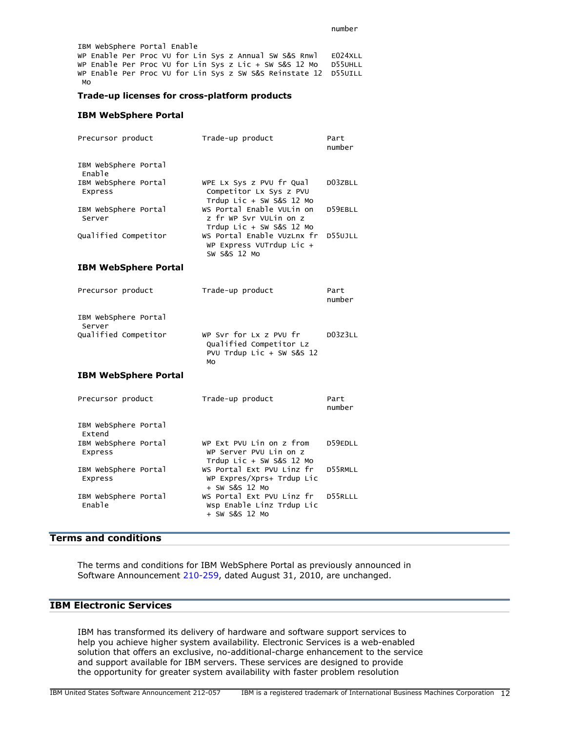| | Part number |
|---|---|
| IBM WebSphere Portal Enable | |
| WP Enable Per Proc VU for Lin Sys z Annual SW S&S Rnwl | E024XLL |
| WP Enable Per Proc VU for Lin Sys z Lic + SW S&S 12 Mo | D55UHLL |
| WP Enable Per Proc VU for Lin Sys z SW S&S Reinstate 12 Mo | D55UILL |

### Trade-up licenses for cross-platform products

#### IBM WebSphere Portal

| Precursor product | Trade-up product | Part number |
|---|---|---|
| IBM WebSphere Portal Enable | | |
| IBM WebSphere Portal Express | WPE Lx Sys z PVU fr Qual Competitor Lx Sys z PVU Trdup Lic + SW S&S 12 Mo | D03ZBLL |
| IBM WebSphere Portal Server | WS Portal Enable VULin on z fr WP Svr VULin on z Trdup Lic + SW S&S 12 Mo | D59EBLL |
| Qualified Competitor | WS Portal Enable VUzLnx fr WP Express VUTrdup Lic + SW S&S 12 Mo | D55UJLL |

#### IBM WebSphere Portal

| Precursor product | Trade-up product | Part number |
|---|---|---|
| IBM WebSphere Portal Server | | |
| Qualified Competitor | WP Svr for Lx z PVU fr Qualified Competitor Lz PVU Trdup Lic + SW S&S 12 Mo | D03Z3LL |

#### IBM WebSphere Portal

| Precursor product | Trade-up product | Part number |
|---|---|---|
| IBM WebSphere Portal Extend | | |
| IBM WebSphere Portal Express | WP Ext PVU Lin on z from WP Server PVU Lin on z Trdup Lic + SW S&S 12 Mo | D59EDLL |
| IBM WebSphere Portal Express | WS Portal Ext PVU Linz fr WP Expres/Xprs+ Trdup Lic + SW S&S 12 Mo | D55RMLL |
| IBM WebSphere Portal Enable | WS Portal Ext PVU Linz fr Wsp Enable Linz Trdup Lic + SW S&S 12 Mo | D55RLLL |

## Terms and conditions

The terms and conditions for IBM WebSphere Portal as previously announced in Software Announcement 210-259, dated August 31, 2010, are unchanged.

## IBM Electronic Services

IBM has transformed its delivery of hardware and software support services to help you achieve higher system availability. Electronic Services is a web-enabled solution that offers an exclusive, no-additional-charge enhancement to the service and support available for IBM servers. These services are designed to provide the opportunity for greater system availability with faster problem resolution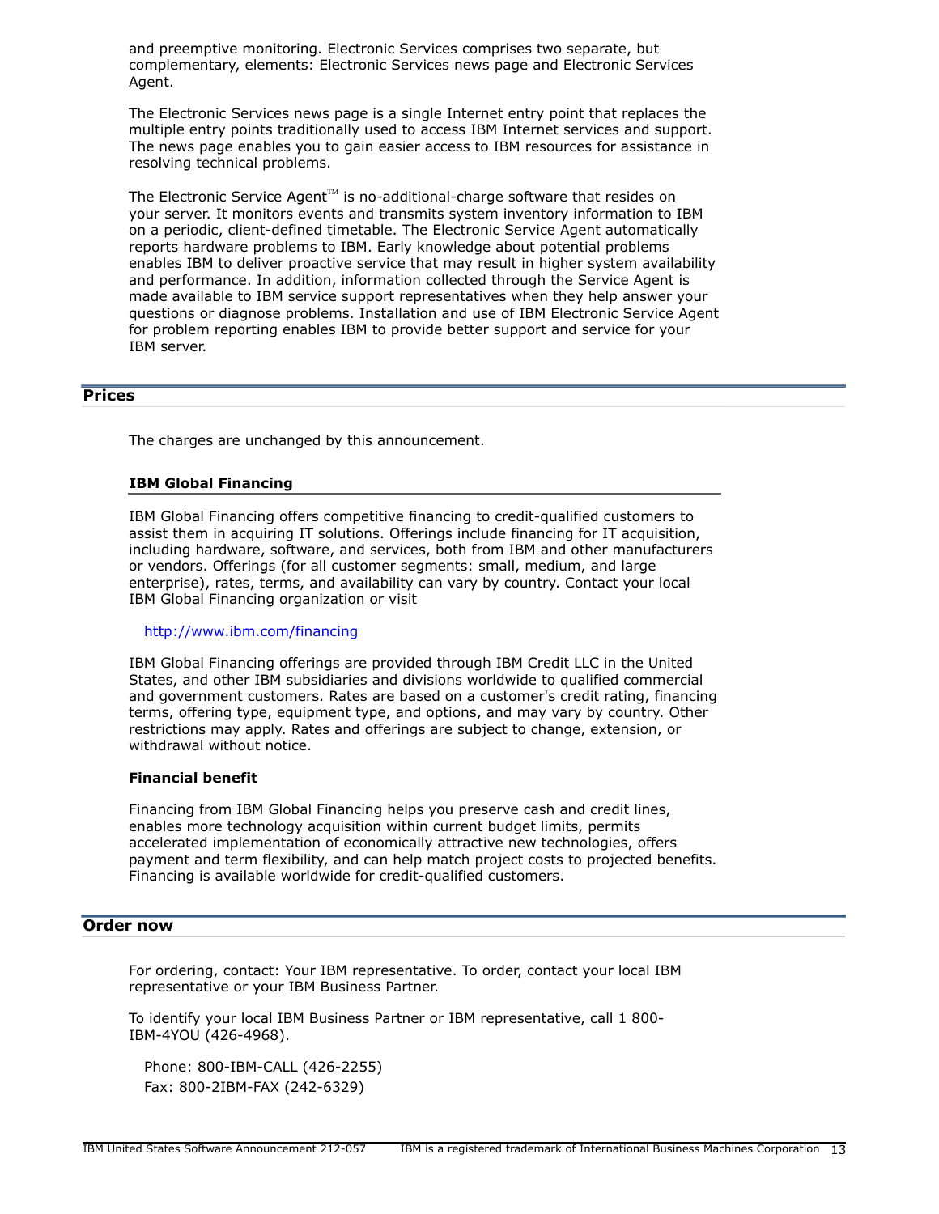and preemptive monitoring. Electronic Services comprises two separate, but complementary, elements: Electronic Services news page and Electronic Services Agent.

The Electronic Services news page is a single Internet entry point that replaces the multiple entry points traditionally used to access IBM Internet services and support. The news page enables you to gain easier access to IBM resources for assistance in resolving technical problems.

The Electronic Service Agent™ is no-additional-charge software that resides on your server. It monitors events and transmits system inventory information to IBM on a periodic, client-defined timetable. The Electronic Service Agent automatically reports hardware problems to IBM. Early knowledge about potential problems enables IBM to deliver proactive service that may result in higher system availability and performance. In addition, information collected through the Service Agent is made available to IBM service support representatives when they help answer your questions or diagnose problems. Installation and use of IBM Electronic Service Agent for problem reporting enables IBM to provide better support and service for your IBM server.

## Prices

The charges are unchanged by this announcement.

### IBM Global Financing

IBM Global Financing offers competitive financing to credit-qualified customers to assist them in acquiring IT solutions. Offerings include financing for IT acquisition, including hardware, software, and services, both from IBM and other manufacturers or vendors. Offerings (for all customer segments: small, medium, and large enterprise), rates, terms, and availability can vary by country. Contact your local IBM Global Financing organization or visit

http://www.ibm.com/financing

IBM Global Financing offerings are provided through IBM Credit LLC in the United States, and other IBM subsidiaries and divisions worldwide to qualified commercial and government customers. Rates are based on a customer's credit rating, financing terms, offering type, equipment type, and options, and may vary by country. Other restrictions may apply. Rates and offerings are subject to change, extension, or withdrawal without notice.

**Financial benefit**

Financing from IBM Global Financing helps you preserve cash and credit lines, enables more technology acquisition within current budget limits, permits accelerated implementation of economically attractive new technologies, offers payment and term flexibility, and can help match project costs to projected benefits. Financing is available worldwide for credit-qualified customers.

## Order now

For ordering, contact: Your IBM representative. To order, contact your local IBM representative or your IBM Business Partner.

To identify your local IBM Business Partner or IBM representative, call 1 800-IBM-4YOU (426-4968).

Phone: 800-IBM-CALL (426-2255)
Fax: 800-2IBM-FAX (242-6329)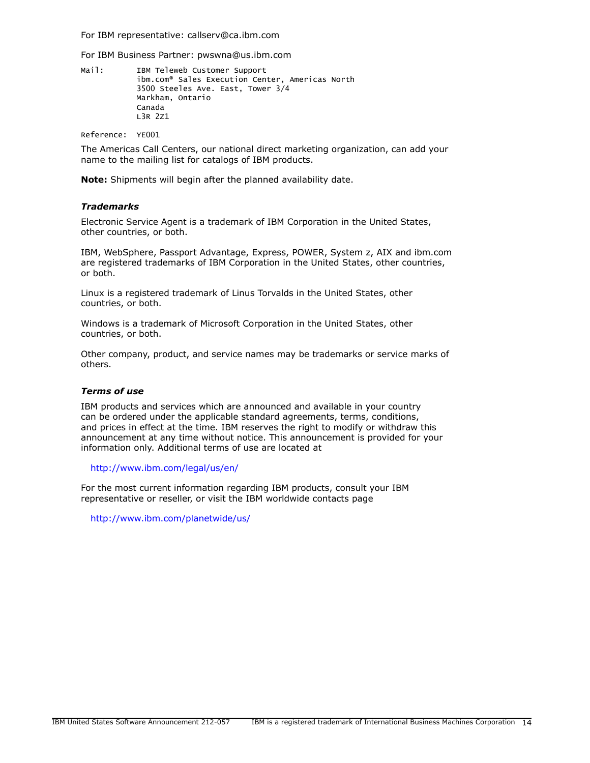For IBM representative: callserv@ca.ibm.com

For IBM Business Partner: pwswna@us.ibm.com

```
Mail:       IBM Teleweb Customer Support
            ibm.com® Sales Execution Center, Americas North
            3500 Steeles Ave. East, Tower 3/4
            Markham, Ontario
            Canada
            L3R 2Z1

Reference:  YE001
```

The Americas Call Centers, our national direct marketing organization, can add your name to the mailing list for catalogs of IBM products.

**Note:** Shipments will begin after the planned availability date.

### *Trademarks*

Electronic Service Agent is a trademark of IBM Corporation in the United States, other countries, or both.

IBM, WebSphere, Passport Advantage, Express, POWER, System z, AIX and ibm.com are registered trademarks of IBM Corporation in the United States, other countries, or both.

Linux is a registered trademark of Linus Torvalds in the United States, other countries, or both.

Windows is a trademark of Microsoft Corporation in the United States, other countries, or both.

Other company, product, and service names may be trademarks or service marks of others.

### *Terms of use*

IBM products and services which are announced and available in your country can be ordered under the applicable standard agreements, terms, conditions, and prices in effect at the time. IBM reserves the right to modify or withdraw this announcement at any time without notice. This announcement is provided for your information only. Additional terms of use are located at

http://www.ibm.com/legal/us/en/

For the most current information regarding IBM products, consult your IBM representative or reseller, or visit the IBM worldwide contacts page

http://www.ibm.com/planetwide/us/